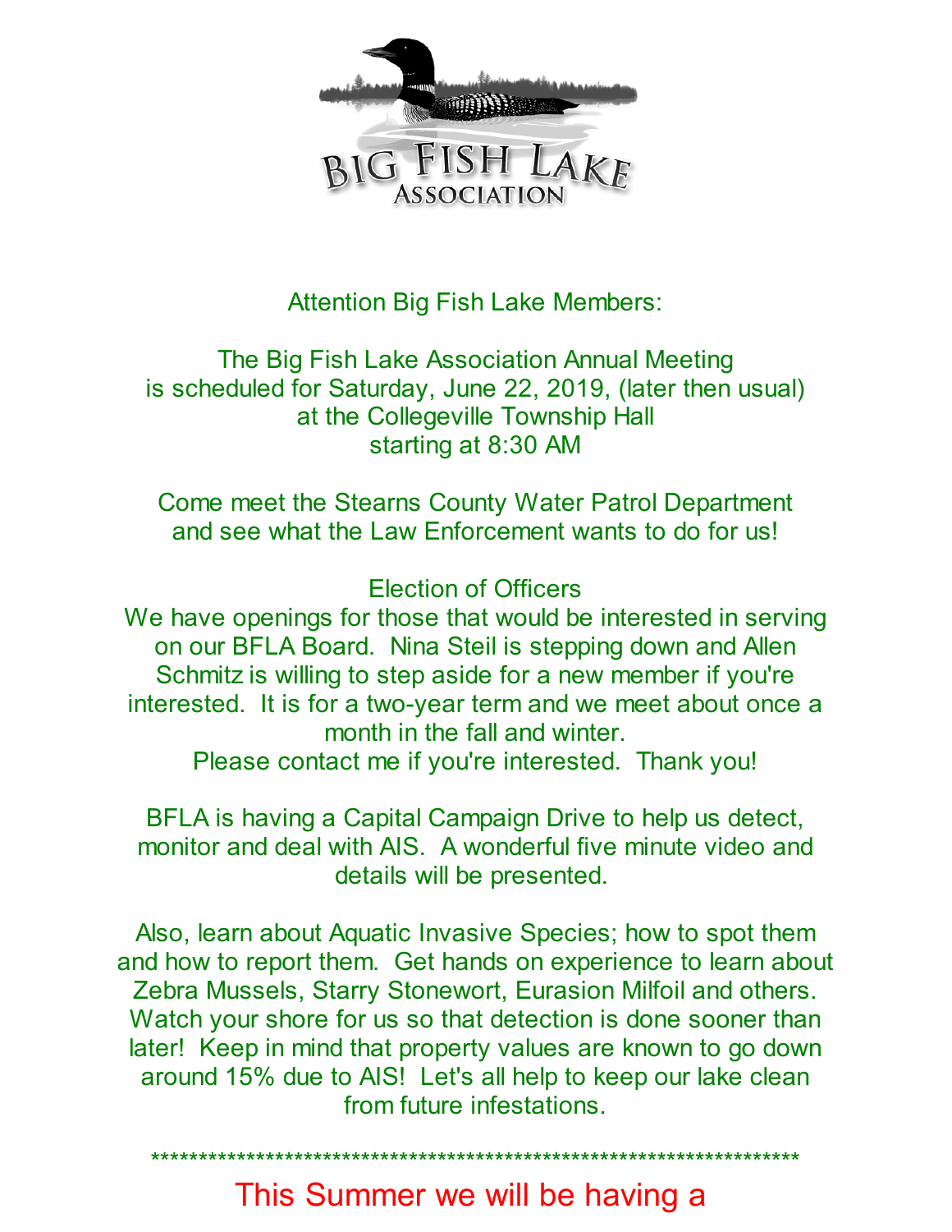# BIG FISH LAKE ASSOCIATION

Attention Big Fish Lake Members:

The Big Fish Lake Association Annual Meeting
is scheduled for Saturday, June 22, 2019, (later then usual)
at the Collegeville Township Hall
starting at 8:30 AM

Come meet the Stearns County Water Patrol Department
and see what the Law Enforcement wants to do for us!

Election of Officers
We have openings for those that would be interested in serving on our BFLA Board. Nina Steil is stepping down and Allen Schmitz is willing to step aside for a new member if you're interested. It is for a two-year term and we meet about once a month in the fall and winter.
Please contact me if you're interested. Thank you!

BFLA is having a Capital Campaign Drive to help us detect, monitor and deal with AIS. A wonderful five minute video and details will be presented.

Also, learn about Aquatic Invasive Species; how to spot them and how to report them. Get hands on experience to learn about Zebra Mussels, Starry Stonewort, Eurasion Milfoil and others. Watch your shore for us so that detection is done sooner than later! Keep in mind that property values are known to go down around 15% due to AIS! Let's all help to keep our lake clean from future infestations.

**********************************************************************

This Summer we will be having a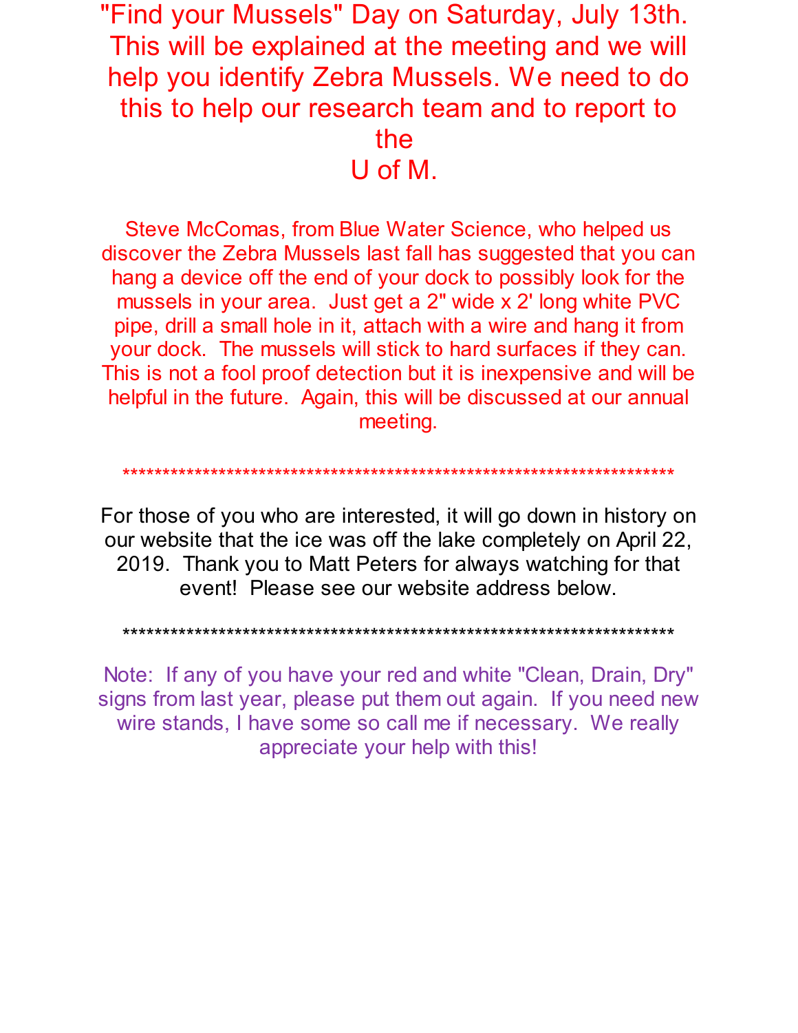"Find your Mussels" Day on Saturday, July 13th. This will be explained at the meeting and we will help you identify Zebra Mussels. We need to do this to help our research team and to report to the U of M.

Steve McComas, from Blue Water Science, who helped us discover the Zebra Mussels last fall has suggested that you can hang a device off the end of your dock to possibly look for the mussels in your area. Just get a 2" wide x 2' long white PVC pipe, drill a small hole in it, attach with a wire and hang it from your dock. The mussels will stick to hard surfaces if they can. This is not a fool proof detection but it is inexpensive and will be helpful in the future. Again, this will be discussed at our annual meeting.

*********************************************************************

For those of you who are interested, it will go down in history on our website that the ice was off the lake completely on April 22, 2019. Thank you to Matt Peters for always watching for that event! Please see our website address below.

*********************************************************************

Note: If any of you have your red and white "Clean, Drain, Dry" signs from last year, please put them out again. If you need new wire stands, I have some so call me if necessary. We really appreciate your help with this!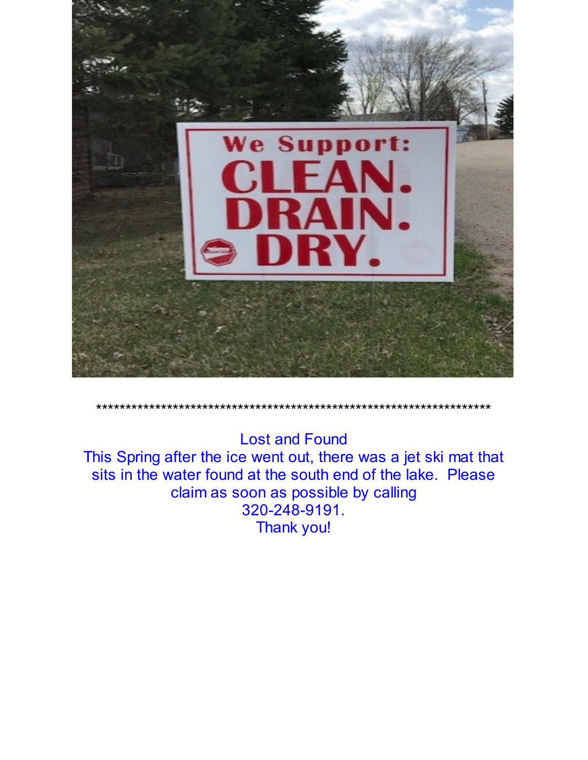*********************************************************************

Lost and Found
This Spring after the ice went out, there was a jet ski mat that sits in the water found at the south end of the lake. Please claim as soon as possible by calling
320-248-9191.
Thank you!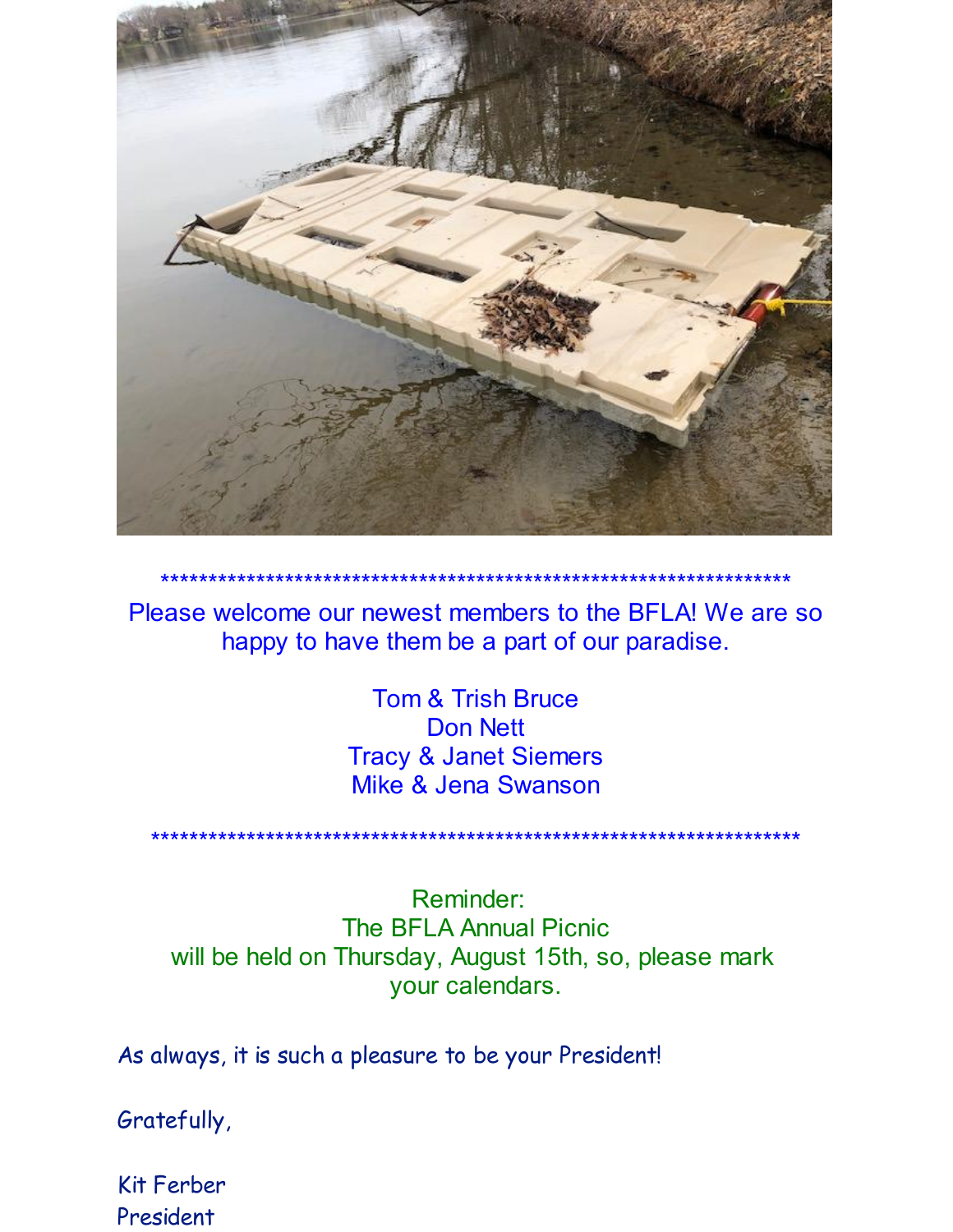*********************************************************************

Please welcome our newest members to the BFLA! We are so happy to have them be a part of our paradise.

Tom & Trish Bruce
Don Nett
Tracy & Janet Siemers
Mike & Jena Swanson

*********************************************************************

Reminder:
The BFLA Annual Picnic
will be held on Thursday, August 15th, so, please mark your calendars.

As always, it is such a pleasure to be your President!

Gratefully,

Kit Ferber
President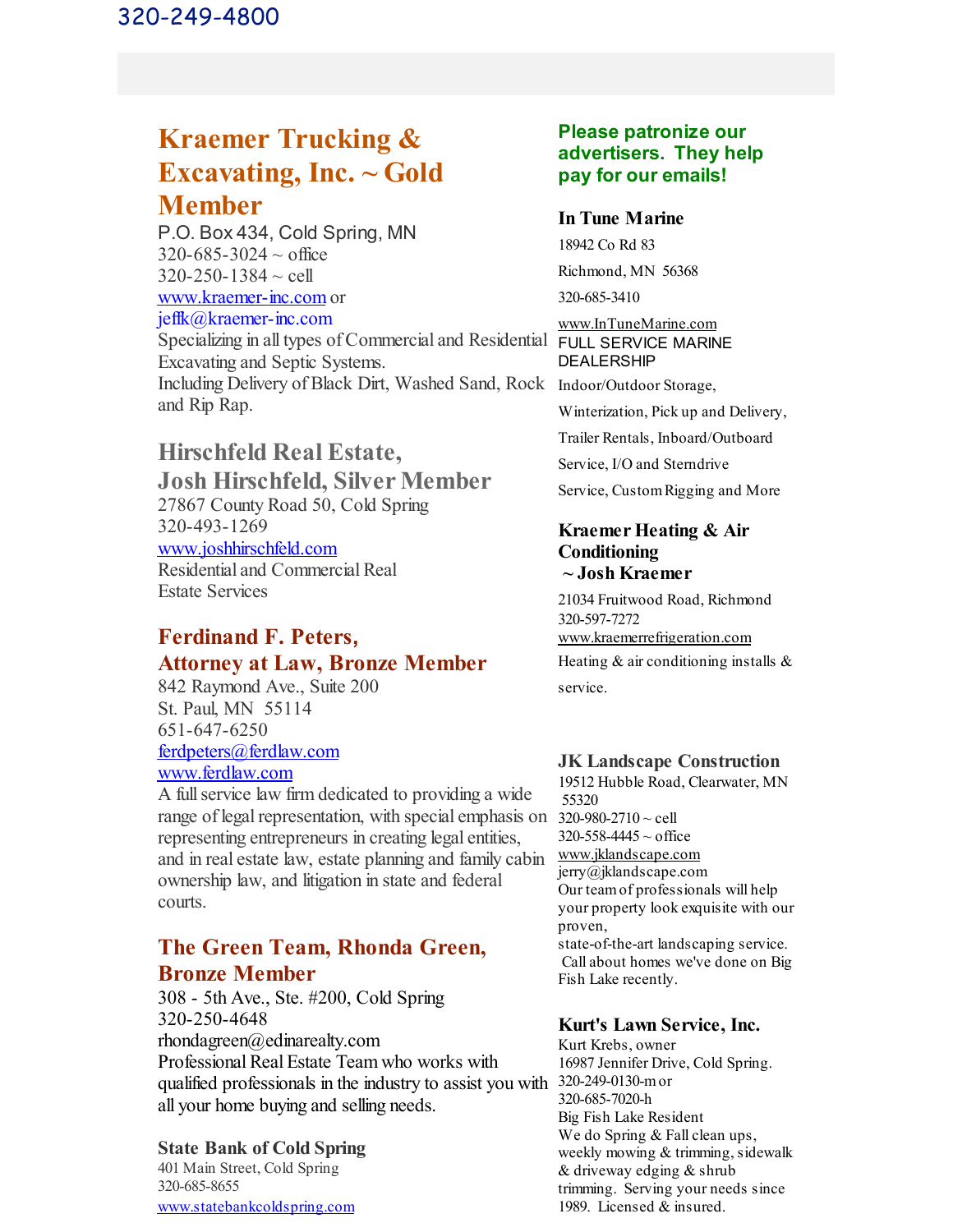320-249-4800

## Kraemer Trucking & Excavating, Inc. ~ Gold Member

P.O. Box 434, Cold Spring, MN
320-685-3024 ~ office
320-250-1384 ~ cell
www.kraemer-inc.com or
jeffk@kraemer-inc.com
Specializing in all types of Commercial and Residential Excavating and Septic Systems.
Including Delivery of Black Dirt, Washed Sand, Rock and Rip Rap.

## Hirschfeld Real Estate, Josh Hirschfeld, Silver Member

27867 County Road 50, Cold Spring
320-493-1269
www.joshhirschfeld.com
Residential and Commercial Real Estate Services

## Ferdinand F. Peters, Attorney at Law, Bronze Member

842 Raymond Ave., Suite 200
St. Paul, MN 55114
651-647-6250
ferdpeters@ferdlaw.com
www.ferdlaw.com
A full service law firm dedicated to providing a wide range of legal representation, with special emphasis on representing entrepreneurs in creating legal entities, and in real estate law, estate planning and family cabin ownership law, and litigation in state and federal courts.

## The Green Team, Rhonda Green, Bronze Member

308 - 5th Ave., Ste. #200, Cold Spring
320-250-4648
rhondagreen@edinarealty.com
Professional Real Estate Team who works with qualified professionals in the industry to assist you with all your home buying and selling needs.

### State Bank of Cold Spring

401 Main Street, Cold Spring
320-685-8655
www.statebankcoldspring.com

**Please patronize our advertisers. They help pay for our emails!**

### In Tune Marine

18942 Co Rd 83
Richmond, MN 56368
320-685-3410
www.InTuneMarine.com
FULL SERVICE MARINE DEALERSHIP
Indoor/Outdoor Storage, Winterization, Pick up and Delivery, Trailer Rentals, Inboard/Outboard Service, I/O and Sterndrive Service, Custom Rigging and More

### Kraemer Heating & Air Conditioning ~ Josh Kraemer

21034 Fruitwood Road, Richmond
320-597-7272
www.kraemerrefrigeration.com
Heating & air conditioning installs & service.

### JK Landscape Construction

19512 Hubble Road, Clearwater, MN 55320
320-980-2710 ~ cell
320-558-4445 ~ office
www.jklandscape.com
jerry@jklandscape.com
Our team of professionals will help your property look exquisite with our proven, state-of-the-art landscaping service. Call about homes we've done on Big Fish Lake recently.

### Kurt's Lawn Service, Inc.

Kurt Krebs, owner
16987 Jennifer Drive, Cold Spring.
320-249-0130-m or
320-685-7020-h
Big Fish Lake Resident
We do Spring & Fall clean ups, weekly mowing & trimming, sidewalk & driveway edging & shrub trimming. Serving your needs since 1989. Licensed & insured.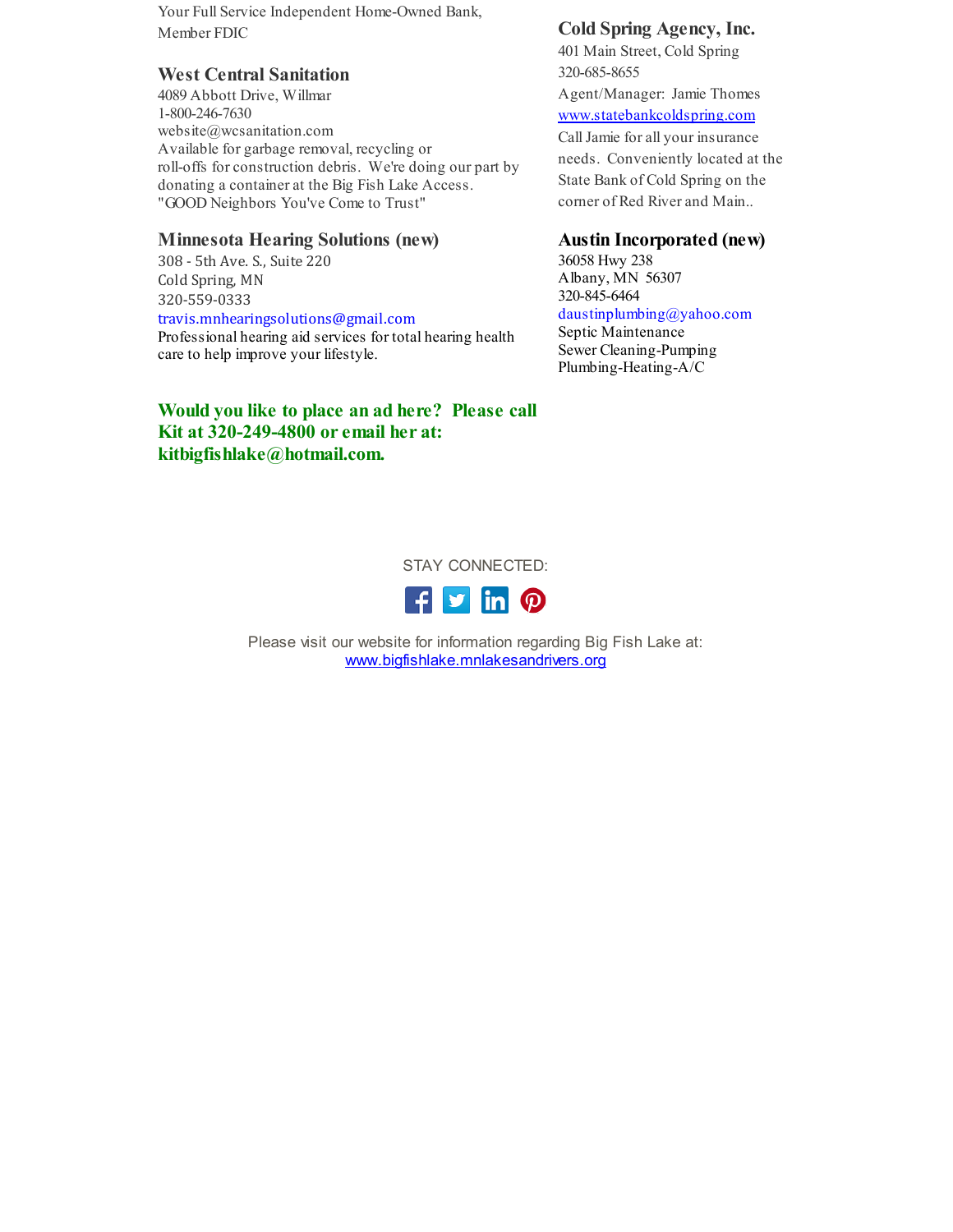Your Full Service Independent Home-Owned Bank, Member FDIC

### West Central Sanitation

4089 Abbott Drive, Willmar
1-800-246-7630
website@wcsanitation.com
Available for garbage removal, recycling or roll-offs for construction debris. We're doing our part by donating a container at the Big Fish Lake Access. "GOOD Neighbors You've Come to Trust"

### Minnesota Hearing Solutions (new)

308 - 5th Ave. S., Suite 220
Cold Spring, MN
320-559-0333
travis.mnhearingsolutions@gmail.com
Professional hearing aid services for total hearing health care to help improve your lifestyle.

### Cold Spring Agency, Inc.

401 Main Street, Cold Spring
320-685-8655
Agent/Manager: Jamie Thomes
www.statebankcoldspring.com
Call Jamie for all your insurance needs. Conveniently located at the State Bank of Cold Spring on the corner of Red River and Main..

### Austin Incorporated (new)

36058 Hwy 238
Albany, MN 56307
320-845-6464
daustinplumbing@yahoo.com
Septic Maintenance
Sewer Cleaning-Pumping
Plumbing-Heating-A/C

**Would you like to place an ad here? Please call Kit at 320-249-4800 or email her at: kitbigfishlake@hotmail.com.**

STAY CONNECTED:

Please visit our website for information regarding Big Fish Lake at:
www.bigfishlake.mnlakesandrivers.org